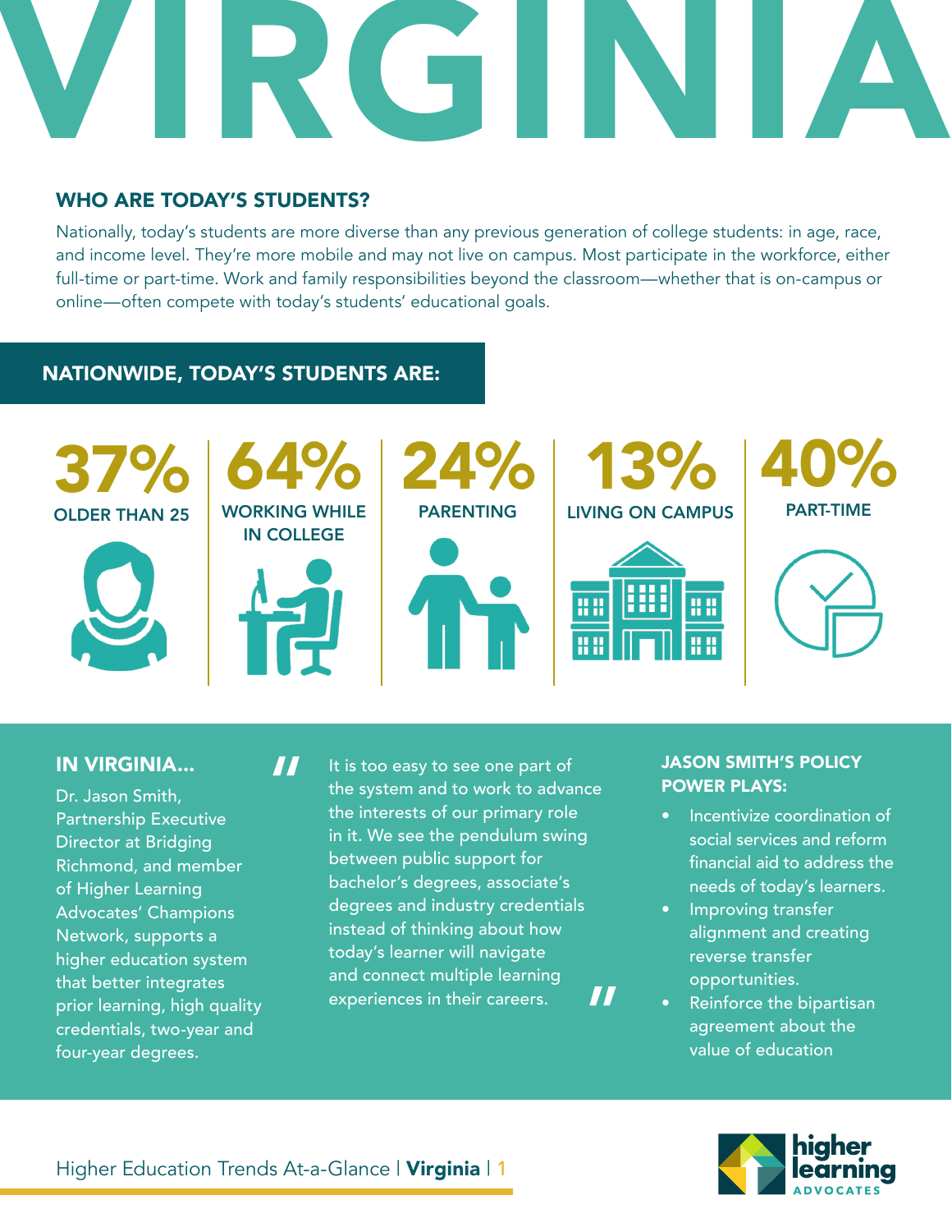# VIRGINIA

## WHO ARE TODAY'S STUDENTS?

Nationally, today's students are more diverse than any previous generation of college students: in age, race, and income level. They're more mobile and may not live on campus. Most participate in the workforce, either full-time or part-time. Work and family responsibilities beyond the classroom—whether that is on-campus or online—often compete with today's students' educational goals.

## NATIONWIDE, TODAY'S STUDENTS ARE:

- **37%** OLDER THAN 25
- **64%** WORKING WHILE IN COLLEGE
- **24%** PARENTING
- **13%** LIVING ON CAMPUS
- **40%** PART-TIME

## IN VIRGINIA...

Dr. Jason Smith, Partnership Executive Director at Bridging Richmond, and member of Higher Learning Advocates' Champions Network, supports a higher education system that better integrates prior learning, high quality credentials, two-year and four-year degrees.

> "It is too easy to see one part of the system and to work to advance the interests of our primary role in it. We see the pendulum swing between public support for bachelor's degrees, associate's degrees and industry credentials instead of thinking about how today's learner will navigate and connect multiple learning experiences in their careers."

### JASON SMITH'S POLICY POWER PLAYS:

- Incentivize coordination of social services and reform financial aid to address the needs of today's learners.
- Improving transfer alignment and creating reverse transfer opportunities.
- Reinforce the bipartisan agreement about the value of education

Higher Education Trends At-a-Glance | **Virginia**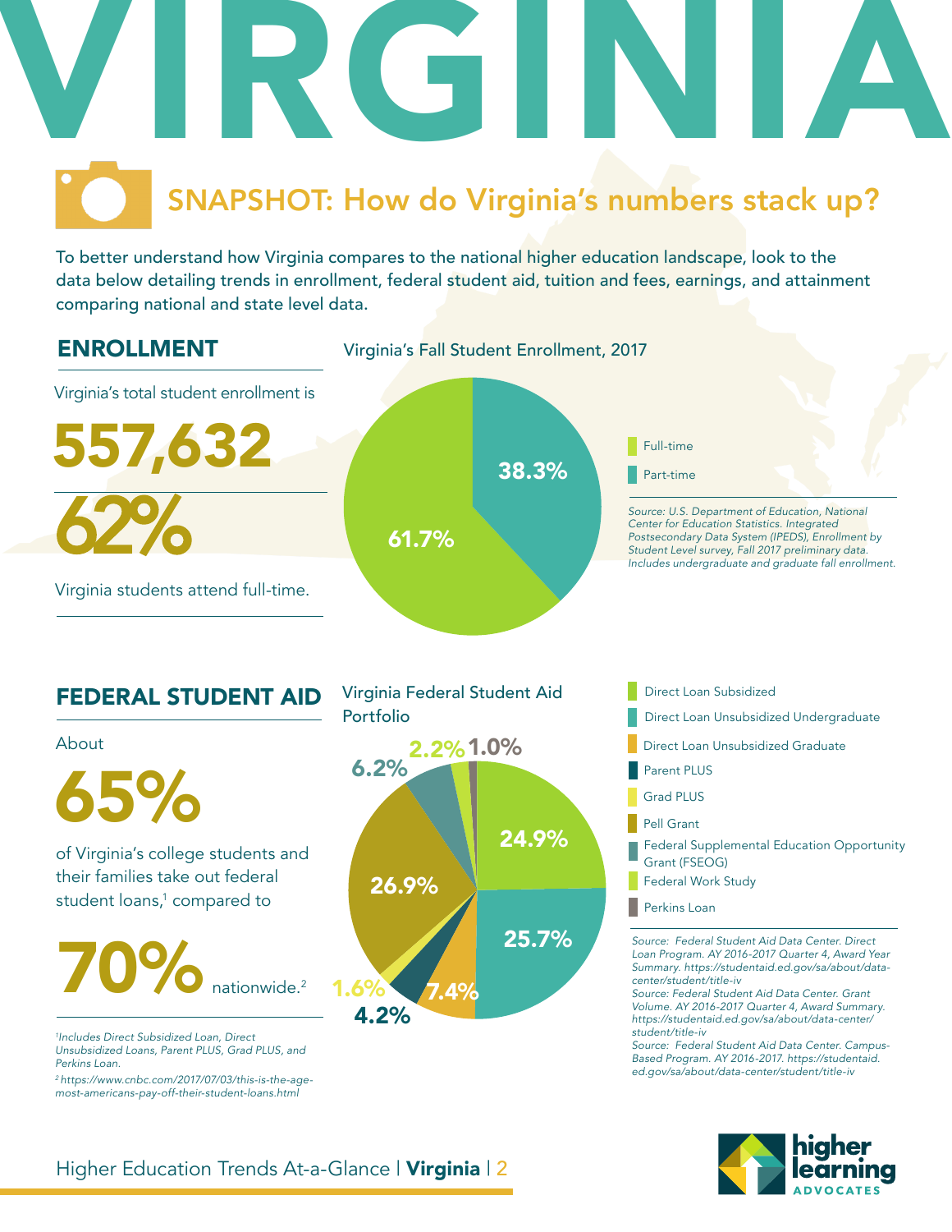# VIRGINIA

## SNAPSHOT: How do Virginia's numbers stack up?

To better understand how Virginia compares to the national higher education landscape, look to the data below detailing trends in enrollment, federal student aid, tuition and fees, earnings, and attainment comparing national and state level data.

### ENROLLMENT

Virginia's total student enrollment is

**557,632**

**62%**

Virginia students attend full-time.

**Virginia's Fall Student Enrollment, 2017**

| Category | Percent |
|---|---|
| Full-time | 61.7% |
| Part-time | 38.3% |

*Source: U.S. Department of Education, National Center for Education Statistics. Integrated Postsecondary Data System (IPEDS), Enrollment by Student Level survey, Fall 2017 preliminary data. Includes undergraduate and graduate fall enrollment.*

### FEDERAL STUDENT AID

About

**65%**

of Virginia's college students and their families take out federal student loans,[1] compared to

**70%** nationwide.[2]

*[1] Includes Direct Subsidized Loan, Direct Unsubsidized Loans, Parent PLUS, Grad PLUS, and Perkins Loan.*

*[2] https://www.cnbc.com/2017/07/03/this-is-the-age-most-americans-pay-off-their-student-loans.html*

**Virginia Federal Student Aid Portfolio**

| Category | Percent |
|---|---|
| Direct Loan Subsidized | 24.9% |
| Direct Loan Unsubsidized Undergraduate | 25.7% |
| Direct Loan Unsubsidized Graduate | 7.4% |
| Parent PLUS | 4.2% |
| Grad PLUS | 1.6% |
| Pell Grant | 26.9% |
| Federal Supplemental Education Opportunity Grant (FSEOG) | 6.2% |
| Federal Work Study | 2.2% |
| Perkins Loan | 1.0% |

*Source: Federal Student Aid Data Center. Direct Loan Program. AY 2016-2017 Quarter 4, Award Year Summary. https://studentaid.ed.gov/sa/about/data-center/student/title-iv*

*Source: Federal Student Aid Data Center. Grant Volume. AY 2016-2017 Quarter 4, Award Summary. https://studentaid.ed.gov/sa/about/data-center/student/title-iv*

*Source: Federal Student Aid Data Center. Campus-Based Program. AY 2016-2017. https://studentaid.ed.gov/sa/about/data-center/student/title-iv*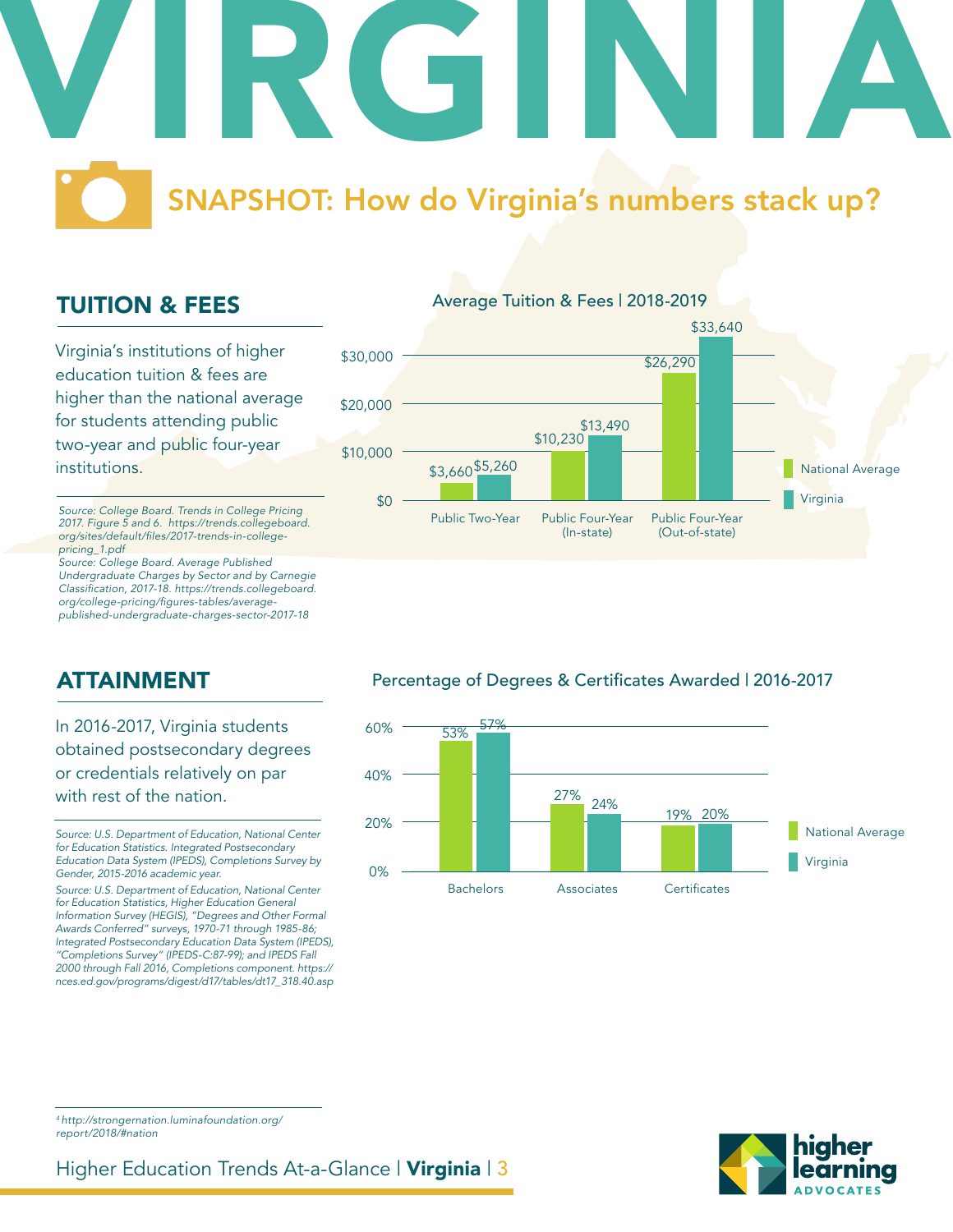# VIRGINIA

## SNAPSHOT: How do Virginia's numbers stack up?

## TUITION & FEES

Virginia's institutions of higher education tuition & fees are higher than the national average for students attending public two-year and public four-year institutions.

*Source: College Board. Trends in College Pricing 2017. Figure 5 and 6. https://trends.collegeboard.org/sites/default/files/2017-trends-in-college-pricing_1.pdf*
*Source: College Board. Average Published Undergraduate Charges by Sector and by Carnegie Classification, 2017-18. https://trends.collegeboard.org/college-pricing/figures-tables/average-published-undergraduate-charges-sector-2017-18*

**Average Tuition & Fees | 2018-2019**

| | National Average | Virginia |
|---|---|---|
| Public Two-Year | $3,660 | $5,260 |
| Public Four-Year (In-state) | $10,230 | $13,490 |
| Public Four-Year (Out-of-state) | $26,290 | $33,640 |

## ATTAINMENT

In 2016-2017, Virginia students obtained postsecondary degrees or credentials relatively on par with rest of the nation.

*Source: U.S. Department of Education, National Center for Education Statistics. Integrated Postsecondary Education Data System (IPEDS), Completions Survey by Gender, 2015-2016 academic year.*

*Source: U.S. Department of Education, National Center for Education Statistics, Higher Education General Information Survey (HEGIS), "Degrees and Other Formal Awards Conferred" surveys, 1970-71 through 1985-86; Integrated Postsecondary Education Data System (IPEDS), "Completions Survey" (IPEDS-C:87-99); and IPEDS Fall 2000 through Fall 2016, Completions component. https://nces.ed.gov/programs/digest/d17/tables/dt17_318.40.asp*

**Percentage of Degrees & Certificates Awarded | 2016-2017**

| | National Average | Virginia |
|---|---|---|
| Bachelors | 53% | 57% |
| Associates | 27% | 24% |
| Certificates | 19% | 20% |

[4] http://strongernation.luminafoundation.org/report/2018/#nation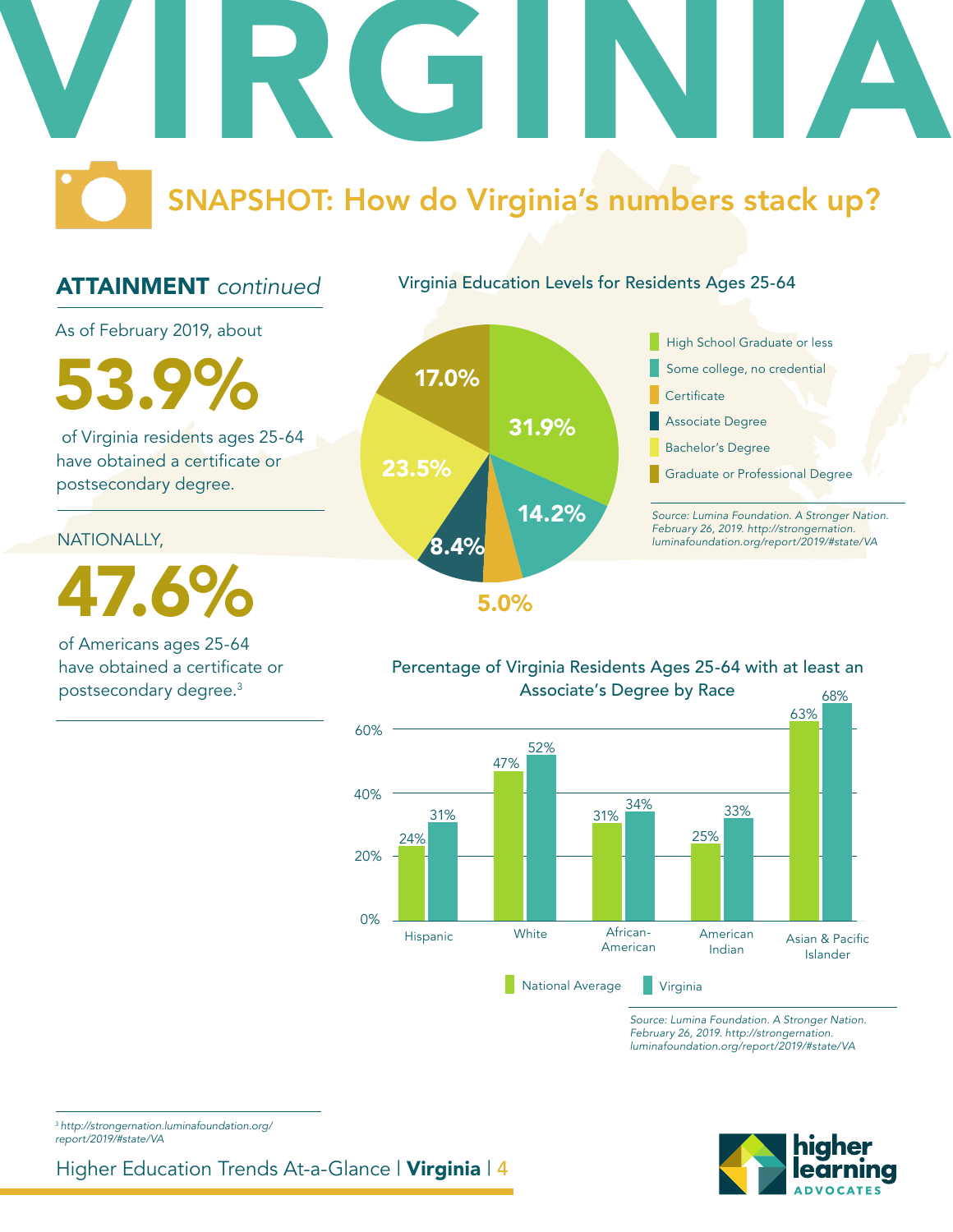# VIRGINIA

## SNAPSHOT: How do Virginia's numbers stack up?

### ATTAINMENT *continued*

As of February 2019, about

**53.9%**

of Virginia residents ages 25-64 have obtained a certificate or postsecondary degree.

NATIONALLY,

**47.6%**

of Americans ages 25-64 have obtained a certificate or postsecondary degree.[3]

**Virginia Education Levels for Residents Ages 25-64**

| Education Level | Percentage |
|---|---|
| High School Graduate or less | 31.9% |
| Some college, no credential | 14.2% |
| Certificate | 5.0% |
| Associate Degree | 8.4% |
| Bachelor's Degree | 23.5% |
| Graduate or Professional Degree | 17.0% |

*Source: Lumina Foundation. A Stronger Nation. February 26, 2019. http://strongernation.luminafoundation.org/report/2019/#state/VA*

**Percentage of Virginia Residents Ages 25-64 with at least an Associate's Degree by Race**

| Race | National Average | Virginia |
|---|---|---|
| Hispanic | 24% | 31% |
| White | 47% | 52% |
| African-American | 31% | 34% |
| American Indian | 25% | 33% |
| Asian & Pacific Islander | 63% | 68% |

*Source: Lumina Foundation. A Stronger Nation. February 26, 2019. http://strongernation.luminafoundation.org/report/2019/#state/VA*

[3] *http://strongernation.luminafoundation.org/report/2019/#state/VA*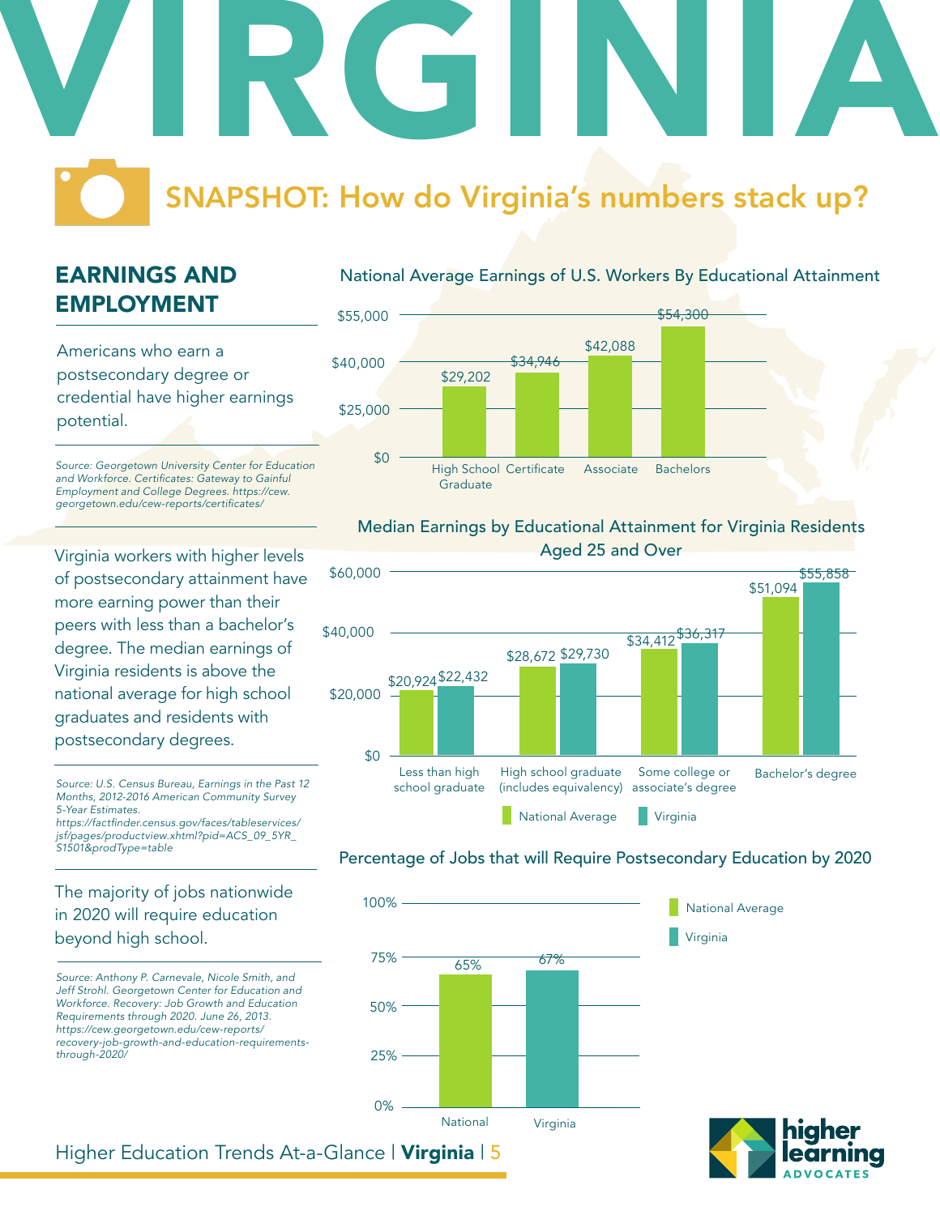# VIRGINIA

## SNAPSHOT: How do Virginia's numbers stack up?

### EARNINGS AND EMPLOYMENT

Americans who earn a postsecondary degree or credential have higher earnings potential.

*Source: Georgetown University Center for Education and Workforce. Certificates: Gateway to Gainful Employment and College Degrees. https://cew.georgetown.edu/cew-reports/certificates/*

**National Average Earnings of U.S. Workers By Educational Attainment**

| Educational Attainment | Earnings |
| --- | --- |
| High School Graduate | $29,202 |
| Certificate | $34,946 |
| Associate | $42,088 |
| Bachelors | $54,300 |

Virginia workers with higher levels of postsecondary attainment have more earning power than their peers with less than a bachelor's degree. The median earnings of Virginia residents is above the national average for high school graduates and residents with postsecondary degrees.

*Source: U.S. Census Bureau, Earnings in the Past 12 Months, 2012-2016 American Community Survey 5-Year Estimates. https://factfinder.census.gov/faces/tableservices/jsf/pages/productview.xhtml?pid=ACS_09_5YR_S1501&prodType=table*

**Median Earnings by Educational Attainment for Virginia Residents Aged 25 and Over**

| Educational Attainment | National Average | Virginia |
| --- | --- | --- |
| Less than high school graduate | $20,924 | $22,432 |
| High school graduate (includes equivalency) | $28,672 | $29,730 |
| Some college or associate's degree | $34,412 | $36,317 |
| Bachelor's degree | $51,094 | $55,858 |

The majority of jobs nationwide in 2020 will require education beyond high school.

*Source: Anthony P. Carnevale, Nicole Smith, and Jeff Strohl. Georgetown Center for Education and Workforce. Recovery: Job Growth and Education Requirements through 2020. June 26, 2013. https://cew.georgetown.edu/cew-reports/recovery-job-growth-and-education-requirements-through-2020/*

**Percentage of Jobs that will Require Postsecondary Education by 2020**

| | Percentage |
| --- | --- |
| National | 65% |
| Virginia | 67% |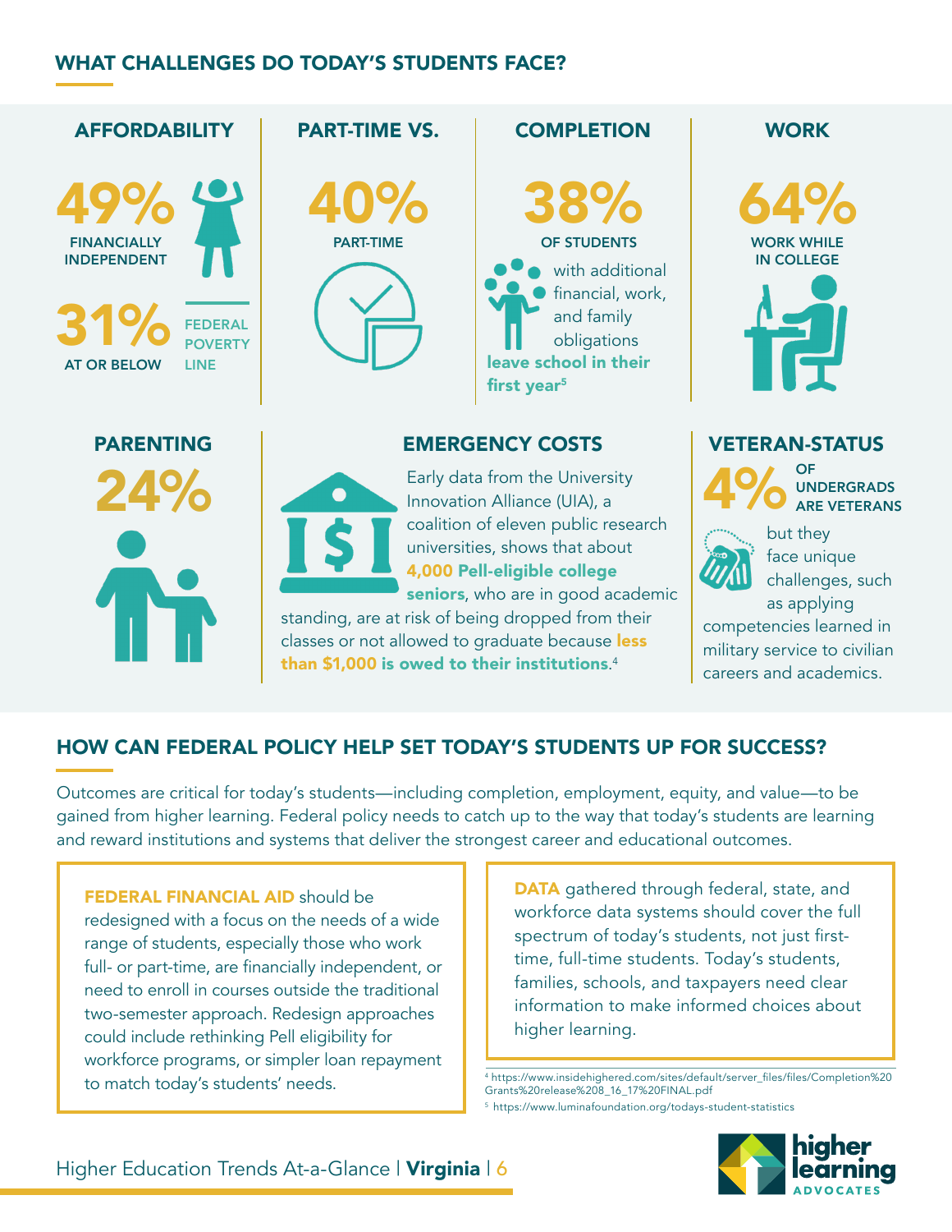## WHAT CHALLENGES DO TODAY'S STUDENTS FACE?

### AFFORDABILITY

**49%**
FINANCIALLY INDEPENDENT

**31%**
AT OR BELOW FEDERAL POVERTY LINE

### PART-TIME VS.

**40%**
PART-TIME

### COMPLETION

**38%**
OF STUDENTS with additional financial, work, and family obligations **leave school in their first year**[5]

### WORK

**64%**
WORK WHILE IN COLLEGE

### PARENTING

**24%**

### EMERGENCY COSTS

Early data from the University Innovation Alliance (UIA), a coalition of eleven public research universities, shows that about **4,000 Pell-eligible college seniors**, who are in good academic standing, are at risk of being dropped from their classes or not allowed to graduate because **less than $1,000 is owed to their institutions.**[4]

### VETERAN-STATUS

**4%** OF UNDERGRADS ARE VETERANS

but they face unique challenges, such as applying competencies learned in military service to civilian careers and academics.

## HOW CAN FEDERAL POLICY HELP SET TODAY'S STUDENTS UP FOR SUCCESS?

Outcomes are critical for today's students—including completion, employment, equity, and value—to be gained from higher learning. Federal policy needs to catch up to the way that today's students are learning and reward institutions and systems that deliver the strongest career and educational outcomes.

**FEDERAL FINANCIAL AID** should be redesigned with a focus on the needs of a wide range of students, especially those who work full- or part-time, are financially independent, or need to enroll in courses outside the traditional two-semester approach. Redesign approaches could include rethinking Pell eligibility for workforce programs, or simpler loan repayment to match today's students' needs.

**DATA** gathered through federal, state, and workforce data systems should cover the full spectrum of today's students, not just first-time, full-time students. Today's students, families, schools, and taxpayers need clear information to make informed choices about higher learning.

[4] https://www.insidehighered.com/sites/default/server_files/files/Completion%20Grants%20release%208_16_17%20FINAL.pdf

[5] https://www.luminafoundation.org/todays-student-statistics